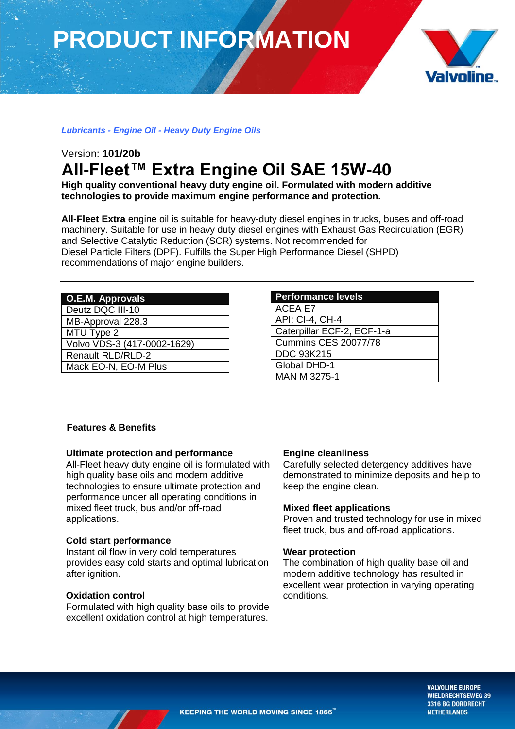# PRODUCT INFORMATION

*Lubricants - Engine Oil - Heavy Duty Engine Oils*

Version: **101/20b**

# All-Fleet™ Extra Engine Oil SAE 15W-40

**High quality conventional heavy duty engine oil. Formulated with modern additive technologies to provide maximum engine performance and protection.**

**All-Fleet Extra** engine oil is suitable for heavy-duty diesel engines in trucks, buses and off-road machinery. Suitable for use in heavy duty diesel engines with Exhaust Gas Recirculation (EGR) and Selective Catalytic Reduction (SCR) systems. Not recommended for Diesel Particle Filters (DPF). Fulfills the Super High Performance Diesel (SHPD) recommendations of major engine builders.

| O.E.M. Approvals |
| --- |
| Deutz DQC III-10 |
| MB-Approval 228.3 |
| MTU Type 2 |
| Volvo VDS-3 (417-0002-1629) |
| Renault RLD/RLD-2 |
| Mack EO-N, EO-M Plus |

| Performance levels |
| --- |
| ACEA E7 |
| API: CI-4, CH-4 |
| Caterpillar ECF-2, ECF-1-a |
| Cummins CES 20077/78 |
| DDC 93K215 |
| Global DHD-1 |
| MAN M 3275-1 |

## Features & Benefits

**Ultimate protection and performance**
All-Fleet heavy duty engine oil is formulated with high quality base oils and modern additive technologies to ensure ultimate protection and performance under all operating conditions in mixed fleet truck, bus and/or off-road applications.

**Cold start performance**
Instant oil flow in very cold temperatures provides easy cold starts and optimal lubrication after ignition.

**Oxidation control**
Formulated with high quality base oils to provide excellent oxidation control at high temperatures.

**Engine cleanliness**
Carefully selected detergency additives have demonstrated to minimize deposits and help to keep the engine clean.

**Mixed fleet applications**
Proven and trusted technology for use in mixed fleet truck, bus and off-road applications.

**Wear protection**
The combination of high quality base oil and modern additive technology has resulted in excellent wear protection in varying operating conditions.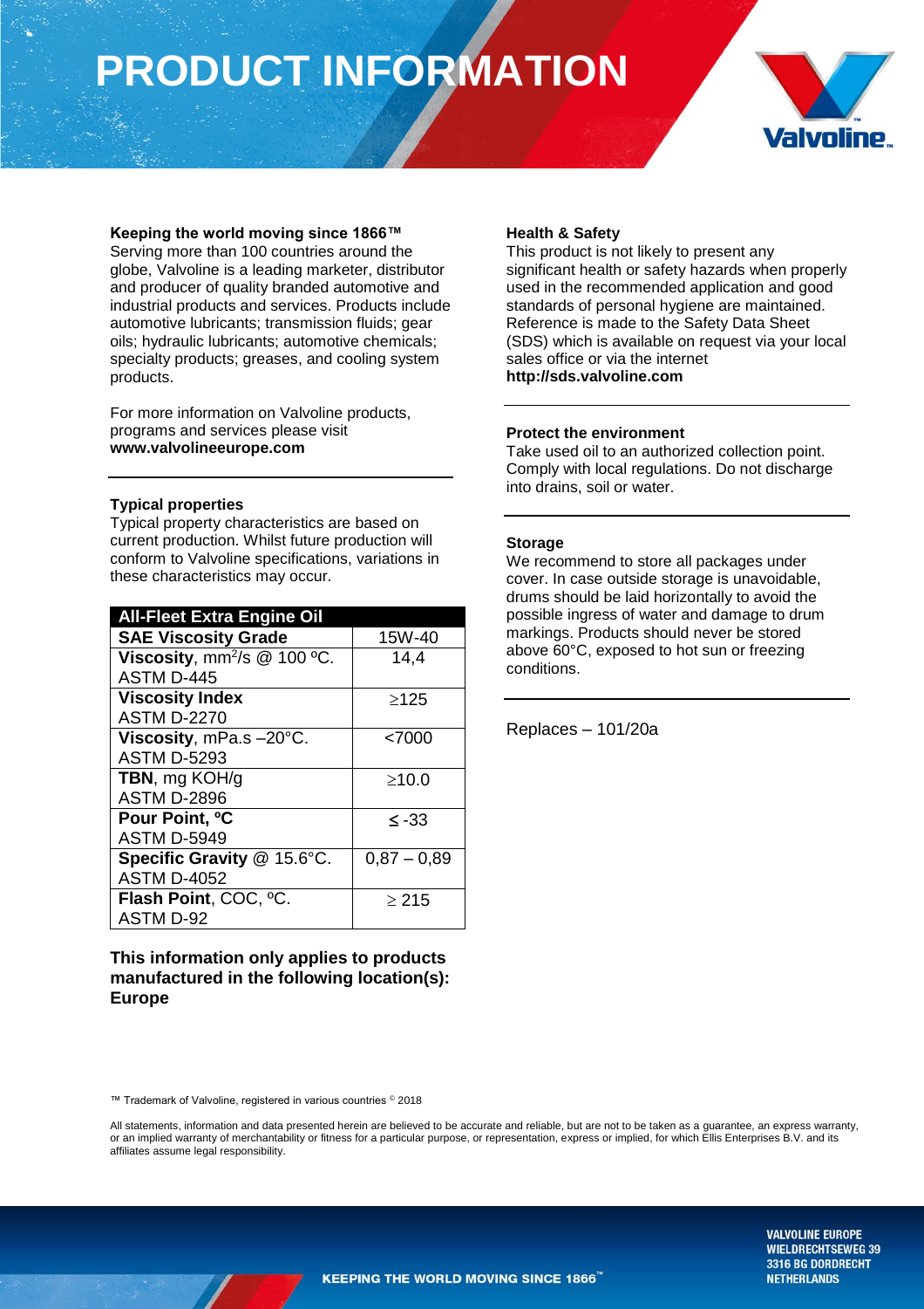# PRODUCT INFORMATION

**Keeping the world moving since 1866™**

Serving more than 100 countries around the globe, Valvoline is a leading marketer, distributor and producer of quality branded automotive and industrial products and services. Products include automotive lubricants; transmission fluids; gear oils; hydraulic lubricants; automotive chemicals; specialty products; greases, and cooling system products.

For more information on Valvoline products, programs and services please visit **www.valvolineeurope.com**

**Typical properties**

Typical property characteristics are based on current production. Whilst future production will conform to Valvoline specifications, variations in these characteristics may occur.

| All-Fleet Extra Engine Oil | |
|---|---|
| **SAE Viscosity Grade** | 15W-40 |
| **Viscosity**, $mm^2/s$ @ 100 ºC. ASTM D-445 | 14,4 |
| **Viscosity Index** ASTM D-2270 | ≥125 |
| **Viscosity**, mPa.s –20°C. ASTM D-5293 | <7000 |
| **TBN**, mg KOH/g ASTM D-2896 | ≥10.0 |
| **Pour Point, ºC** ASTM D-5949 | ≤ -33 |
| **Specific Gravity** @ 15.6°C. ASTM D-4052 | 0,87 – 0,89 |
| **Flash Point**, COC, ºC. ASTM D-92 | ≥ 215 |

**This information only applies to products manufactured in the following location(s): Europe**

**Health & Safety**

This product is not likely to present any significant health or safety hazards when properly used in the recommended application and good standards of personal hygiene are maintained. Reference is made to the Safety Data Sheet (SDS) which is available on request via your local sales office or via the internet **http://sds.valvoline.com**

**Protect the environment**

Take used oil to an authorized collection point. Comply with local regulations. Do not discharge into drains, soil or water.

**Storage**

We recommend to store all packages under cover. In case outside storage is unavoidable, drums should be laid horizontally to avoid the possible ingress of water and damage to drum markings. Products should never be stored above 60°C, exposed to hot sun or freezing conditions.

Replaces – 101/20a

™ Trademark of Valvoline, registered in various countries © 2018

All statements, information and data presented herein are believed to be accurate and reliable, but are not to be taken as a guarantee, an express warranty, or an implied warranty of merchantability or fitness for a particular purpose, or representation, express or implied, for which Ellis Enterprises B.V. and its affiliates assume legal responsibility.

KEEPING THE WORLD MOVING SINCE 1866™

VALVOLINE EUROPE
WIELDRECHTSEWEG 39
3316 BG DORDRECHT
NETHERLANDS